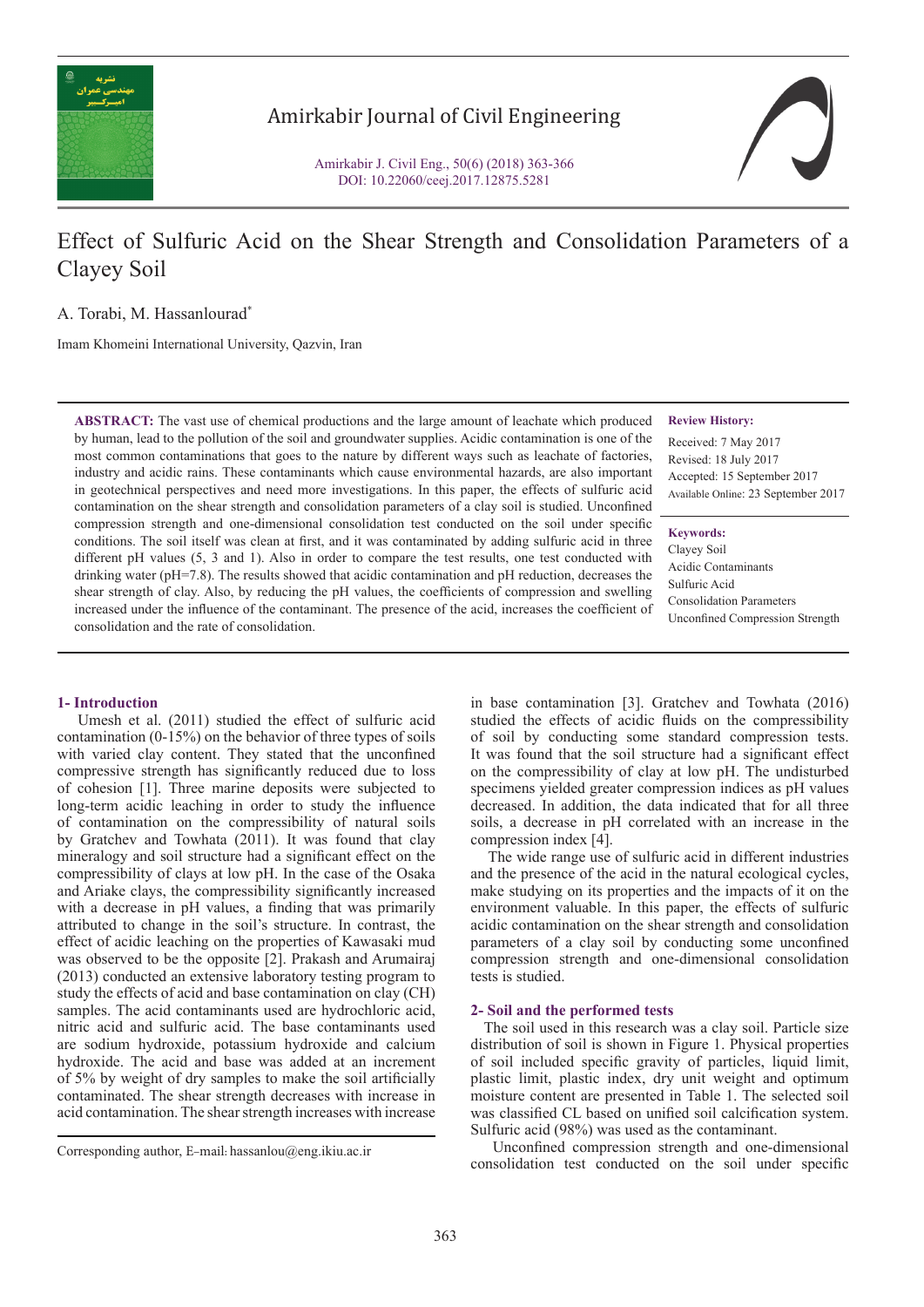# Effect of Sulfuric Acid on the Shear Strength and Consolidation Parameters of a Clayey Soil

A. Torabi, M. Hassanlourad*

Imam Khomeini International University, Qazvin, Iran

**ABSTRACT:** The vast use of chemical productions and the large amount of leachate which produced by human, lead to the pollution of the soil and groundwater supplies. Acidic contamination is one of the most common contaminations that goes to the nature by different ways such as leachate of factories, industry and acidic rains. These contaminants which cause environmental hazards, are also important in geotechnical perspectives and need more investigations. In this paper, the effects of sulfuric acid contamination on the shear strength and consolidation parameters of a clay soil is studied. Unconfined compression strength and one-dimensional consolidation test conducted on the soil under specific conditions. The soil itself was clean at first, and it was contaminated by adding sulfuric acid in three different pH values (5, 3 and 1). Also in order to compare the test results, one test conducted with drinking water (pH=7.8). The results showed that acidic contamination and pH reduction, decreases the shear strength of clay. Also, by reducing the pH values, the coefficients of compression and swelling increased under the influence of the contaminant. The presence of the acid, increases the coefficient of consolidation and the rate of consolidation.

**Review History:**

Received: 7 May 2017
Revised: 18 July 2017
Accepted: 15 September 2017
Available Online: 23 September 2017

**Keywords:**

Clayey Soil
Acidic Contaminants
Sulfuric Acid
Consolidation Parameters
Unconfined Compression Strength

## 1- Introduction

Umesh et al. (2011) studied the effect of sulfuric acid contamination (0-15%) on the behavior of three types of soils with varied clay content. They stated that the unconfined compressive strength has significantly reduced due to loss of cohesion [1]. Three marine deposits were subjected to long-term acidic leaching in order to study the influence of contamination on the compressibility of natural soils by Gratchev and Towhata (2011). It was found that clay mineralogy and soil structure had a significant effect on the compressibility of clays at low pH. In the case of the Osaka and Ariake clays, the compressibility significantly increased with a decrease in pH values, a finding that was primarily attributed to change in the soil's structure. In contrast, the effect of acidic leaching on the properties of Kawasaki mud was observed to be the opposite [2]. Prakash and Arumairaj (2013) conducted an extensive laboratory testing program to study the effects of acid and base contamination on clay (CH) samples. The acid contaminants used are hydrochloric acid, nitric acid and sulfuric acid. The base contaminants used are sodium hydroxide, potassium hydroxide and calcium hydroxide. The acid and base was added at an increment of 5% by weight of dry samples to make the soil artificially contaminated. The shear strength decreases with increase in acid contamination. The shear strength increases with increase in base contamination [3]. Gratchev and Towhata (2016) studied the effects of acidic fluids on the compressibility of soil by conducting some standard compression tests. It was found that the soil structure had a significant effect on the compressibility of clay at low pH. The undisturbed specimens yielded greater compression indices as pH values decreased. In addition, the data indicated that for all three soils, a decrease in pH correlated with an increase in the compression index [4].

The wide range use of sulfuric acid in different industries and the presence of the acid in the natural ecological cycles, make studying on its properties and the impacts of it on the environment valuable. In this paper, the effects of sulfuric acidic contamination on the shear strength and consolidation parameters of a clay soil by conducting some unconfined compression strength and one-dimensional consolidation tests is studied.

## 2- Soil and the performed tests

The soil used in this research was a clay soil. Particle size distribution of soil is shown in Figure 1. Physical properties of soil included specific gravity of particles, liquid limit, plastic limit, plastic index, dry unit weight and optimum moisture content are presented in Table 1. The selected soil was classified CL based on unified soil calcification system. Sulfuric acid (98%) was used as the contaminant.

Unconfined compression strength and one-dimensional consolidation test conducted on the soil under specific

Corresponding author, E-mail: hassanlou@eng.ikiu.ac.ir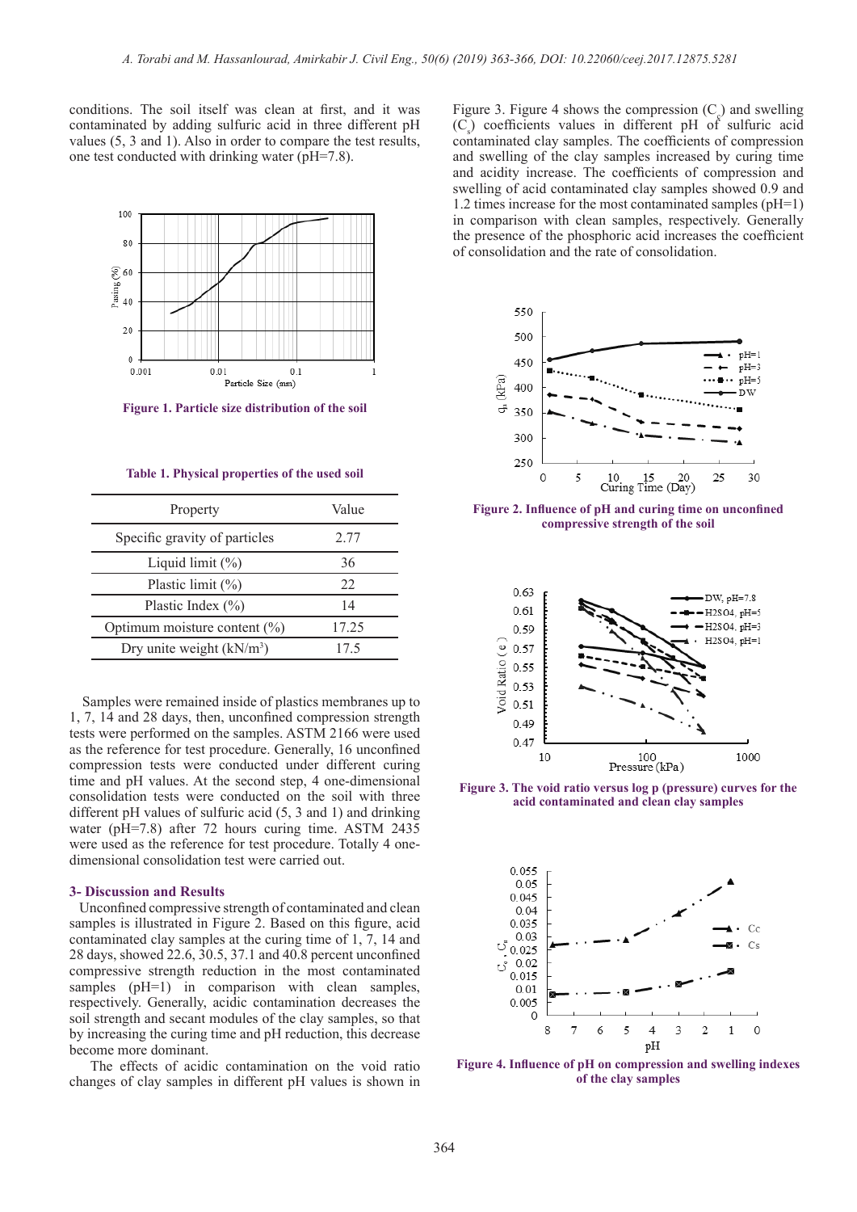conditions. The soil itself was clean at first, and it was contaminated by adding sulfuric acid in three different pH values (5, 3 and 1). Also in order to compare the test results, one test conducted with drinking water (pH=7.8).

**Figure 1. Particle size distribution of the soil**

**Table 1. Physical properties of the used soil**

| Property | Value |
|---|---|
| Specific gravity of particles | 2.77 |
| Liquid limit (%) | 36 |
| Plastic limit (%) | 22 |
| Plastic Index (%) | 14 |
| Optimum moisture content (%) | 17.25 |
| Dry unite weight ($kN/m^3$) | 17.5 |

Samples were remained inside of plastics membranes up to 1, 7, 14 and 28 days, then, unconfined compression strength tests were performed on the samples. ASTM 2166 were used as the reference for test procedure. Generally, 16 unconfined compression tests were conducted under different curing time and pH values. At the second step, 4 one-dimensional consolidation tests were conducted on the soil with three different pH values of sulfuric acid (5, 3 and 1) and drinking water (pH=7.8) after 72 hours curing time. ASTM 2435 were used as the reference for test procedure. Totally 4 one-dimensional consolidation test were carried out.

## 3- Discussion and Results

Unconfined compressive strength of contaminated and clean samples is illustrated in Figure 2. Based on this figure, acid contaminated clay samples at the curing time of 1, 7, 14 and 28 days, showed 22.6, 30.5, 37.1 and 40.8 percent unconfined compressive strength reduction in the most contaminated samples (pH=1) in comparison with clean samples, respectively. Generally, acidic contamination decreases the soil strength and secant modules of the clay samples, so that by increasing the curing time and pH reduction, this decrease become more dominant.

The effects of acidic contamination on the void ratio changes of clay samples in different pH values is shown in Figure 3. Figure 4 shows the compression ($C_c$) and swelling ($C_s$) coefficients values in different pH of sulfuric acid contaminated clay samples. The coefficients of compression and swelling of the clay samples increased by curing time and acidity increase. The coefficients of compression and swelling of acid contaminated clay samples showed 0.9 and 1.2 times increase for the most contaminated samples (pH=1) in comparison with clean samples, respectively. Generally the presence of the phosphoric acid increases the coefficient of consolidation and the rate of consolidation.

**Figure 2. Influence of pH and curing time on unconfined compressive strength of the soil**

**Figure 3. The void ratio versus log p (pressure) curves for the acid contaminated and clean clay samples**

**Figure 4. Influence of pH on compression and swelling indexes of the clay samples**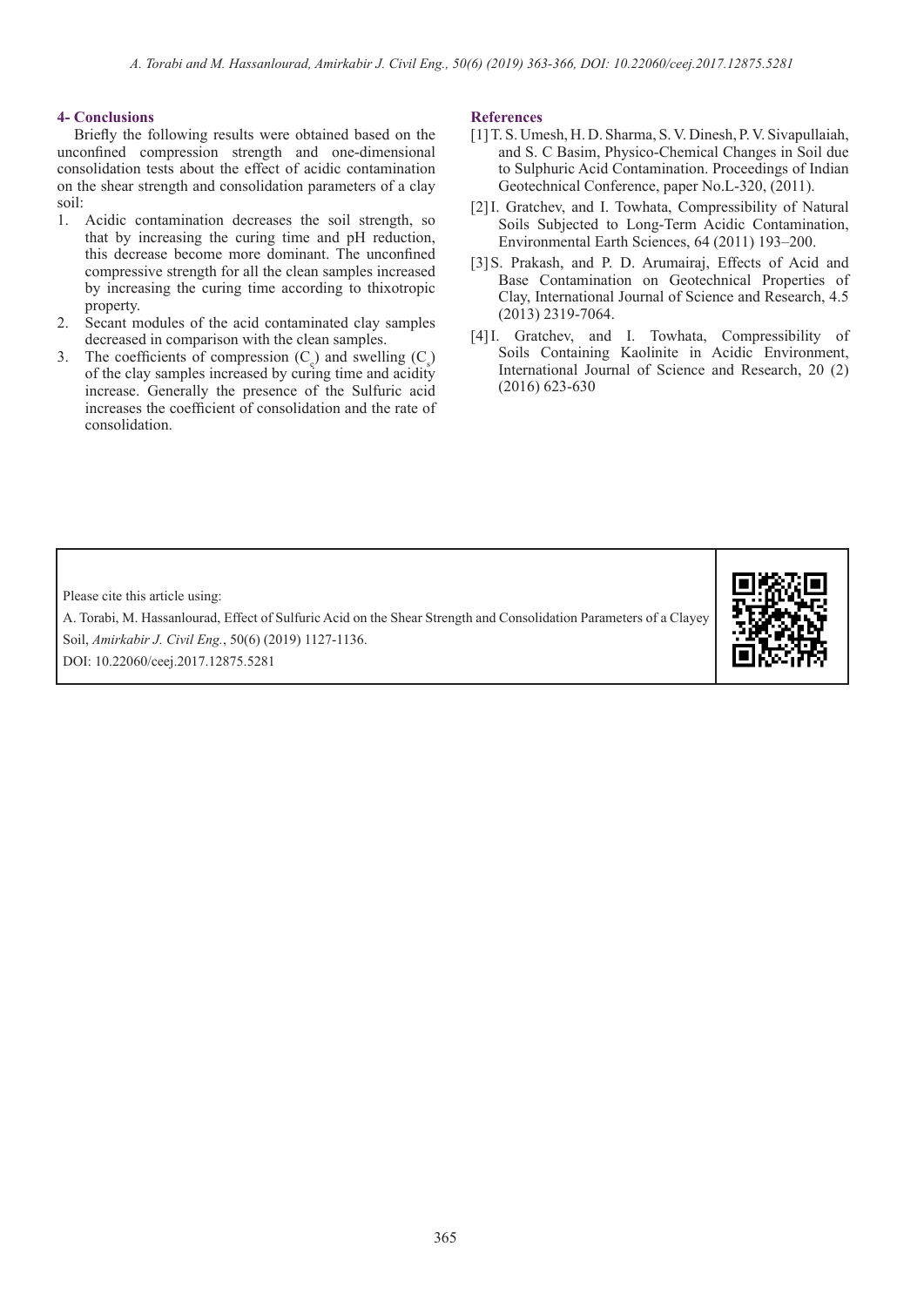## 4- Conclusions

Briefly the following results were obtained based on the unconfined compression strength and one-dimensional consolidation tests about the effect of acidic contamination on the shear strength and consolidation parameters of a clay soil:

1. Acidic contamination decreases the soil strength, so that by increasing the curing time and pH reduction, this decrease become more dominant. The unconfined compressive strength for all the clean samples increased by increasing the curing time according to thixotropic property.
2. Secant modules of the acid contaminated clay samples decreased in comparison with the clean samples.
3. The coefficients of compression ($C_c$) and swelling ($C_s$) of the clay samples increased by curing time and acidity increase. Generally the presence of the Sulfuric acid increases the coefficient of consolidation and the rate of consolidation.

## References

[1] T. S. Umesh, H. D. Sharma, S. V. Dinesh, P. V. Sivapullaiah, and S. C Basim, Physico-Chemical Changes in Soil due to Sulphuric Acid Contamination. Proceedings of Indian Geotechnical Conference, paper No.L-320, (2011).

[2] I. Gratchev, and I. Towhata, Compressibility of Natural Soils Subjected to Long-Term Acidic Contamination, Environmental Earth Sciences, 64 (2011) 193–200.

[3] S. Prakash, and P. D. Arumairaj, Effects of Acid and Base Contamination on Geotechnical Properties of Clay, International Journal of Science and Research, 4.5 (2013) 2319-7064.

[4] I. Gratchev, and I. Towhata, Compressibility of Soils Containing Kaolinite in Acidic Environment, International Journal of Science and Research, 20 (2) (2016) 623-630

Please cite this article using:

A. Torabi, M. Hassanlourad, Effect of Sulfuric Acid on the Shear Strength and Consolidation Parameters of a Clayey Soil, *Amirkabir J. Civil Eng.*, 50(6) (2019) 1127-1136.

DOI: 10.22060/ceej.2017.12875.5281